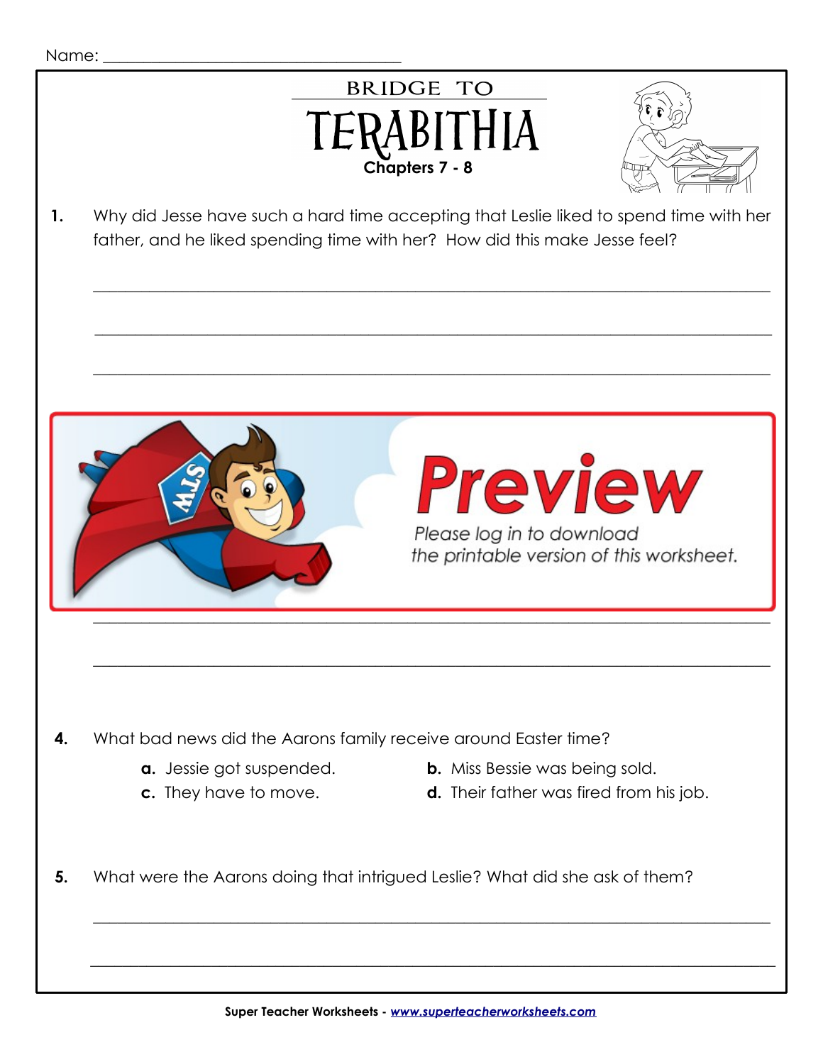Name: ___________________________________

# BRIDGE TO TERABITHIA

**Chapters 7 - 8**

1. Why did Jesse have such a hard time accepting that Leslie liked to spend time with her father, and he liked spending time with her? How did this make Jesse feel?

_______________________________________________________________________________

_______________________________________________________________________________

_______________________________________________________________________________

**Preview**

*Please log in to download the printable version of this worksheet.*

_______________________________________________________________________________

_______________________________________________________________________________

4. What bad news did the Aarons family receive around Easter time?

   **a.** Jessie got suspended.
   **b.** Miss Bessie was being sold.
   **c.** They have to move.
   **d.** Their father was fired from his job.

5. What were the Aarons doing that intrigued Leslie? What did she ask of them?

_______________________________________________________________________________

_______________________________________________________________________________